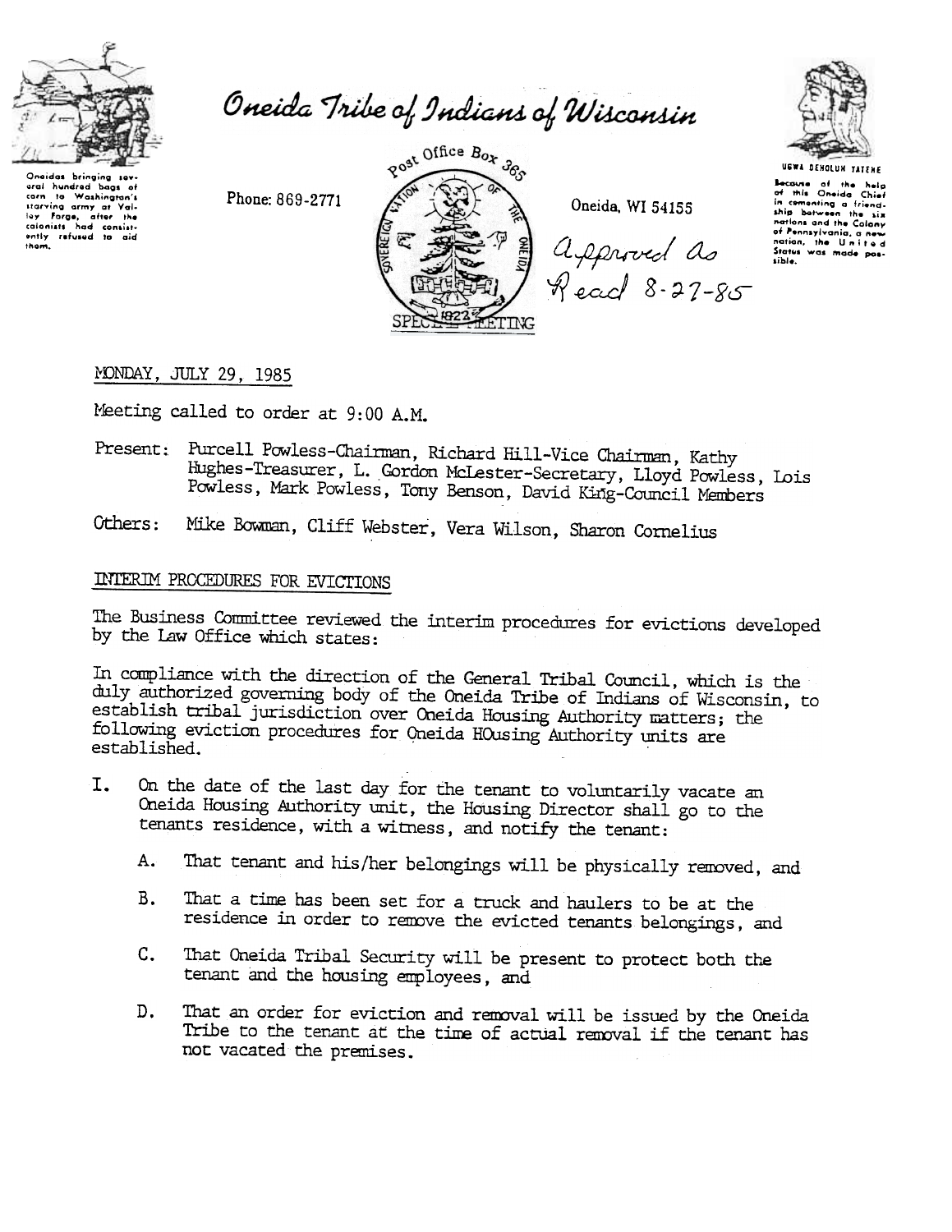# Oneida Tribe of Indians of Wisconsin

Oneidas bringing several hundred bags of corn to Washington's starving army at Valley Forge, after the colonists had consistently refused to aid them.

Phone: 869-2771

Post Office Box 365

Oneida, WI 54155

SPECIAL MEETING

*Approved as Read 8-27-85*

UGWA DEHOLUN YATEHE

Because of the help of this Oneida Chief in cementing a friendship between the six nations and the Colony of Pennsylvania, a new nation, the United States was made possible.

MONDAY, JULY 29, 1985

Meeting called to order at 9:00 A.M.

Present: Purcell Powless-Chairman, Richard Hill-Vice Chairman, Kathy Hughes-Treasurer, L. Gordon McLester-Secretary, Lloyd Powless, Lois Powless, Mark Powless, Tony Benson, David King-Council Members

Others: Mike Bowman, Cliff Webster, Vera Wilson, Sharon Cornelius

## INTERIM PROCEDURES FOR EVICTIONS

The Business Committee reviewed the interim procedures for evictions developed by the Law Office which states:

In compliance with the direction of the General Tribal Council, which is the duly authorized governing body of the Oneida Tribe of Indians of Wisconsin, to establish tribal jurisdiction over Oneida Housing Authority matters; the following eviction procedures for Oneida HOusing Authority units are established.

I. On the date of the last day for the tenant to voluntarily vacate an Oneida Housing Authority unit, the Housing Director shall go to the tenants residence, with a witness, and notify the tenant:

   A. That tenant and his/her belongings will be physically removed, and

   B. That a time has been set for a truck and haulers to be at the residence in order to remove the evicted tenants belongings, and

   C. That Oneida Tribal Security will be present to protect both the tenant and the housing employees, and

   D. That an order for eviction and removal will be issued by the Oneida Tribe to the tenant at the time of actual removal if the tenant has not vacated the premises.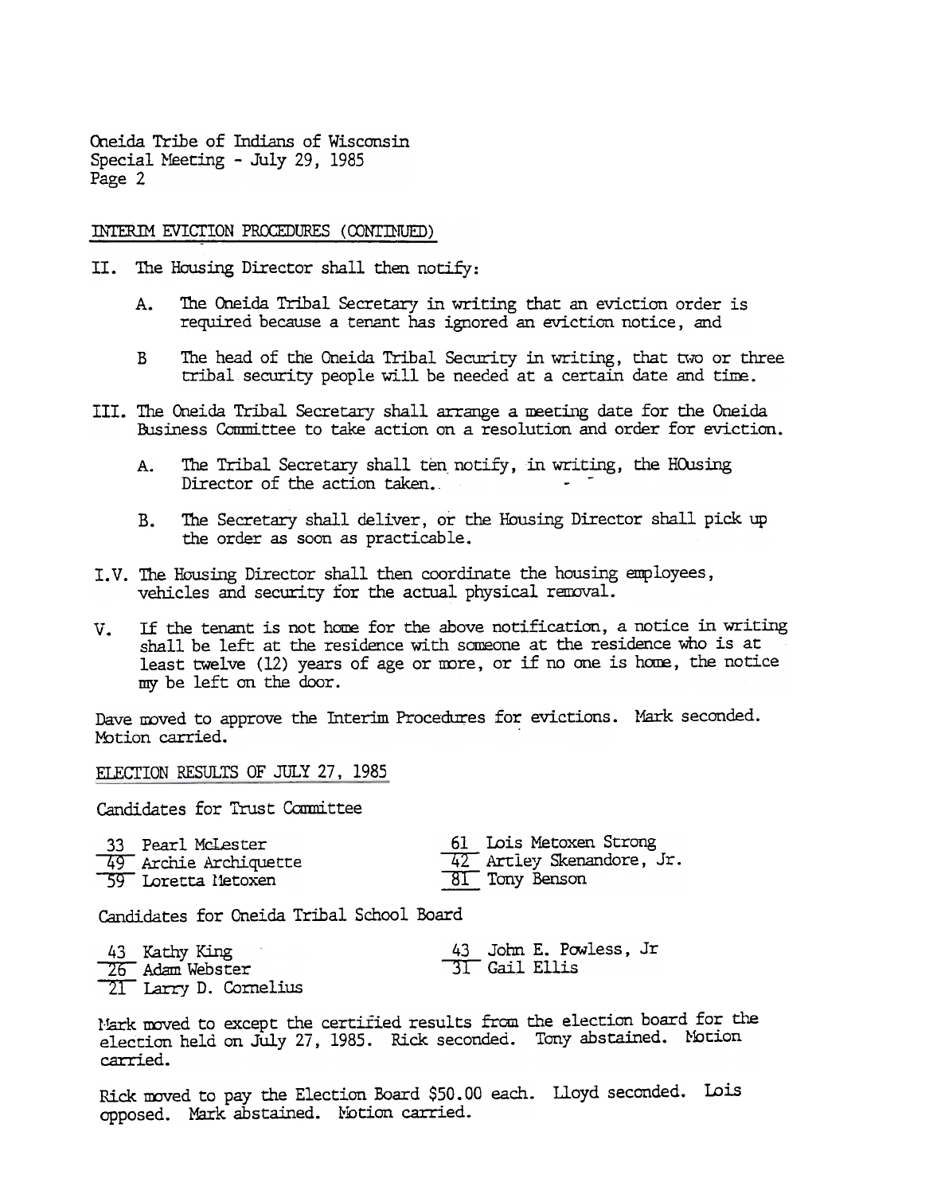Oneida Tribe of Indians of Wisconsin
Special Meeting - July 29, 1985
Page 2

INTERIM EVICTION PROCEDURES (CONTINUED)

II. The Housing Director shall then notify:

  A. The Oneida Tribal Secretary in writing that an eviction order is required because a tenant has ignored an eviction notice, and

  B The head of the Oneida Tribal Security in writing, that two or three tribal security people will be needed at a certain date and time.

III. The Oneida Tribal Secretary shall arrange a meeting date for the Oneida Business Committee to take action on a resolution and order for eviction.

  A. The Tribal Secretary shall ten notify, in writing, the HOusing Director of the action taken..

  B. The Secretary shall deliver, or the Housing Director shall pick up the order as soon as practicable.

I.V. The Housing Director shall then coordinate the housing employees, vehicles and security for the actual physical removal.

V. If the tenant is not home for the above notification, a notice in writing shall be left at the residence with someone at the residence who is at least twelve (12) years of age or more, or if no one is home, the notice my be left on the door.

Dave moved to approve the Interim Procedures for evictions. Mark seconded. Motion carried.

ELECTION RESULTS OF JULY 27, 1985

Candidates for Trust Committee

33 Pearl McLester
49 Archie Archiquette
59 Loretta Metoxen
61 Lois Metoxen Strong
42 Artley Skenandore, Jr.
81 Tony Benson

Candidates for Oneida Tribal School Board

43 Kathy King
26 Adam Webster
21 Larry D. Cornelius
43 John E. Powless, Jr
31 Gail Ellis

Mark moved to except the certified results from the election board for the election held on July 27, 1985. Rick seconded. Tony abstained. Motion carried.

Rick moved to pay the Election Board $50.00 each. Lloyd seconded. Lois opposed. Mark abstained. Motion carried.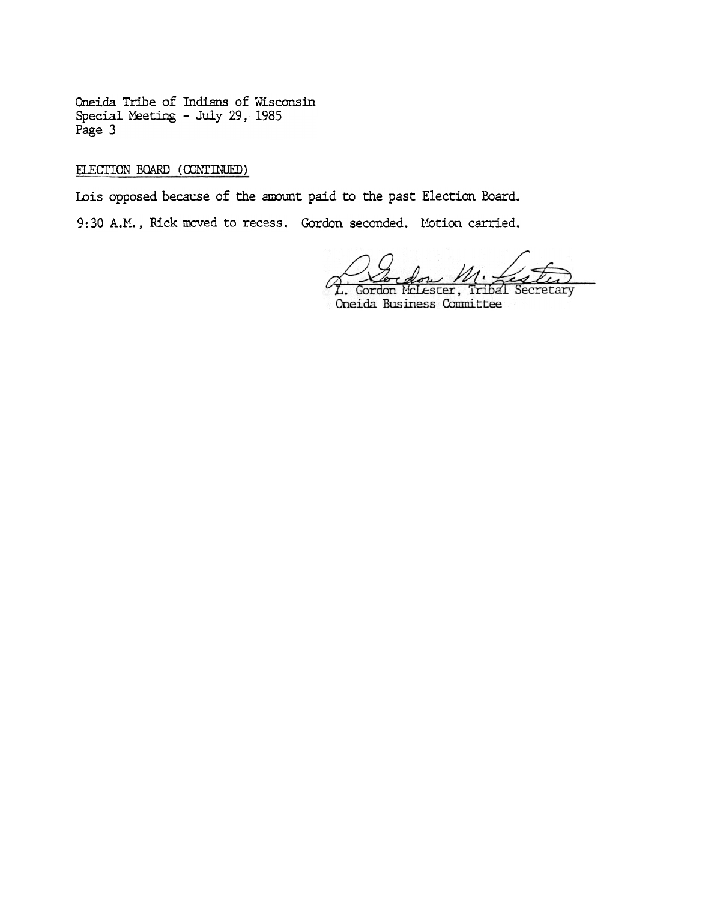ELECTION BOARD (CONTINUED)

Lois opposed because of the amount paid to the past Election Board.

9:30 A.M., Rick moved to recess. Gordon seconded. Motion carried.

L. Gordon McLester, Tribal Secretary
Oneida Business Committee